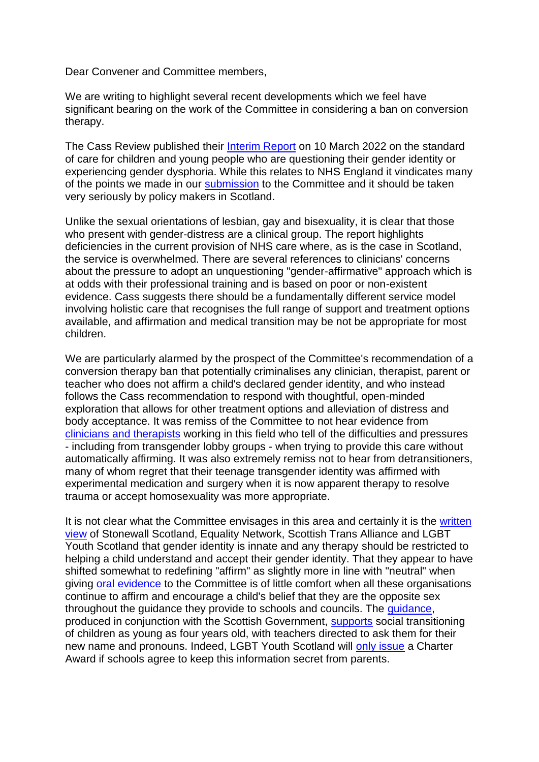Dear Convener and Committee members,

We are writing to highlight several recent developments which we feel have significant bearing on the work of the Committee in considering a ban on conversion therapy.

The Cass Review published their Interim Report on 10 March 2022 on the standard of care for children and young people who are questioning their gender identity or experiencing gender dysphoria. While this relates to NHS England it vindicates many of the points we made in our submission to the Committee and it should be taken very seriously by policy makers in Scotland.

Unlike the sexual orientations of lesbian, gay and bisexuality, it is clear that those who present with gender-distress are a clinical group. The report highlights deficiencies in the current provision of NHS care where, as is the case in Scotland, the service is overwhelmed. There are several references to clinicians' concerns about the pressure to adopt an unquestioning "gender-affirmative" approach which is at odds with their professional training and is based on poor or non-existent evidence. Cass suggests there should be a fundamentally different service model involving holistic care that recognises the full range of support and treatment options available, and affirmation and medical transition may be not be appropriate for most children.

We are particularly alarmed by the prospect of the Committee's recommendation of a conversion therapy ban that potentially criminalises any clinician, therapist, parent or teacher who does not affirm a child's declared gender identity, and who instead follows the Cass recommendation to respond with thoughtful, open-minded exploration that allows for other treatment options and alleviation of distress and body acceptance. It was remiss of the Committee to not hear evidence from clinicians and therapists working in this field who tell of the difficulties and pressures - including from transgender lobby groups - when trying to provide this care without automatically affirming. It was also extremely remiss not to hear from detransitioners, many of whom regret that their teenage transgender identity was affirmed with experimental medication and surgery when it is now apparent therapy to resolve trauma or accept homosexuality was more appropriate.

It is not clear what the Committee envisages in this area and certainly it is the written view of Stonewall Scotland, Equality Network, Scottish Trans Alliance and LGBT Youth Scotland that gender identity is innate and any therapy should be restricted to helping a child understand and accept their gender identity. That they appear to have shifted somewhat to redefining "affirm" as slightly more in line with "neutral" when giving oral evidence to the Committee is of little comfort when all these organisations continue to affirm and encourage a child's belief that they are the opposite sex throughout the guidance they provide to schools and councils. The guidance, produced in conjunction with the Scottish Government, supports social transitioning of children as young as four years old, with teachers directed to ask them for their new name and pronouns. Indeed, LGBT Youth Scotland will only issue a Charter Award if schools agree to keep this information secret from parents.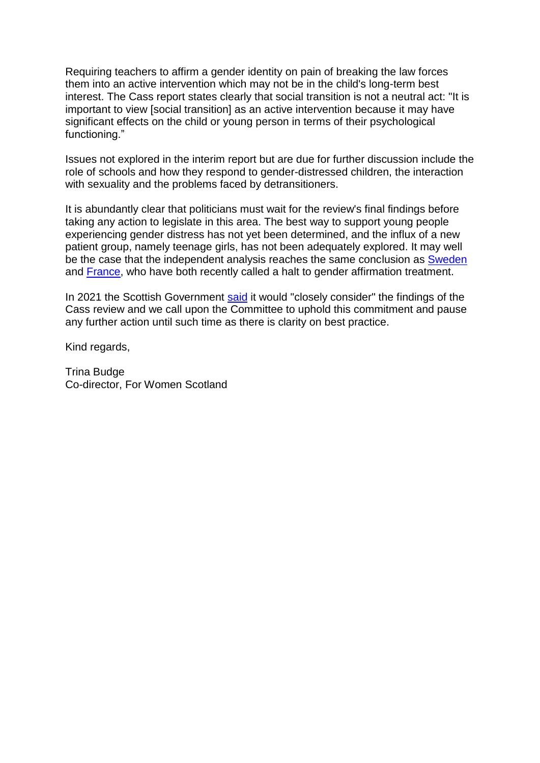Requiring teachers to affirm a gender identity on pain of breaking the law forces them into an active intervention which may not be in the child's long-term best interest. The Cass report states clearly that social transition is not a neutral act: "It is important to view [social transition] as an active intervention because it may have significant effects on the child or young person in terms of their psychological functioning."

Issues not explored in the interim report but are due for further discussion include the role of schools and how they respond to gender-distressed children, the interaction with sexuality and the problems faced by detransitioners.

It is abundantly clear that politicians must wait for the review's final findings before taking any action to legislate in this area. The best way to support young people experiencing gender distress has not yet been determined, and the influx of a new patient group, namely teenage girls, has not been adequately explored. It may well be the case that the independent analysis reaches the same conclusion as Sweden and France, who have both recently called a halt to gender affirmation treatment.

In 2021 the Scottish Government said it would "closely consider" the findings of the Cass review and we call upon the Committee to uphold this commitment and pause any further action until such time as there is clarity on best practice.

Kind regards,

Trina Budge
Co-director, For Women Scotland